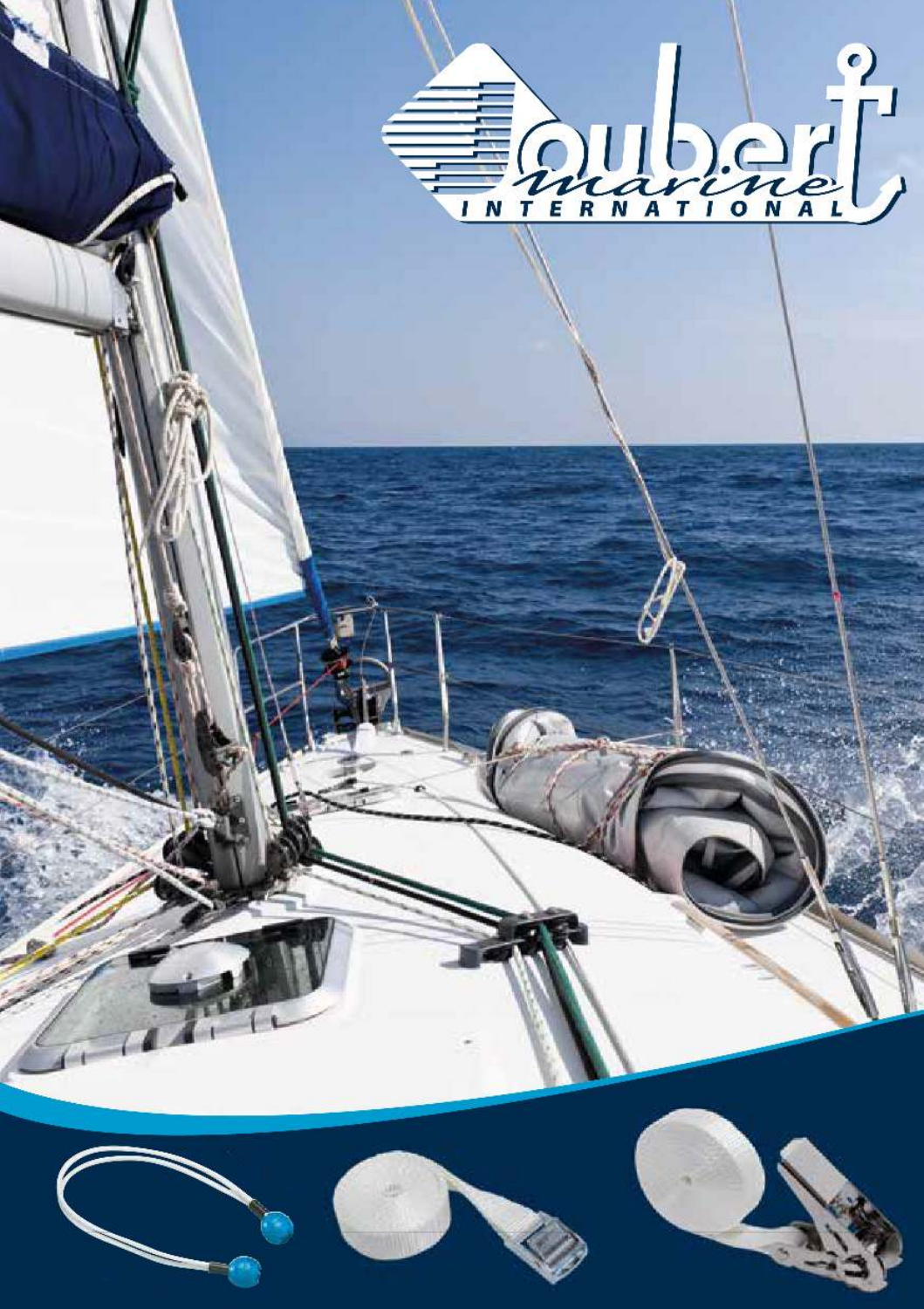# Loubert marine INTERNATIONAL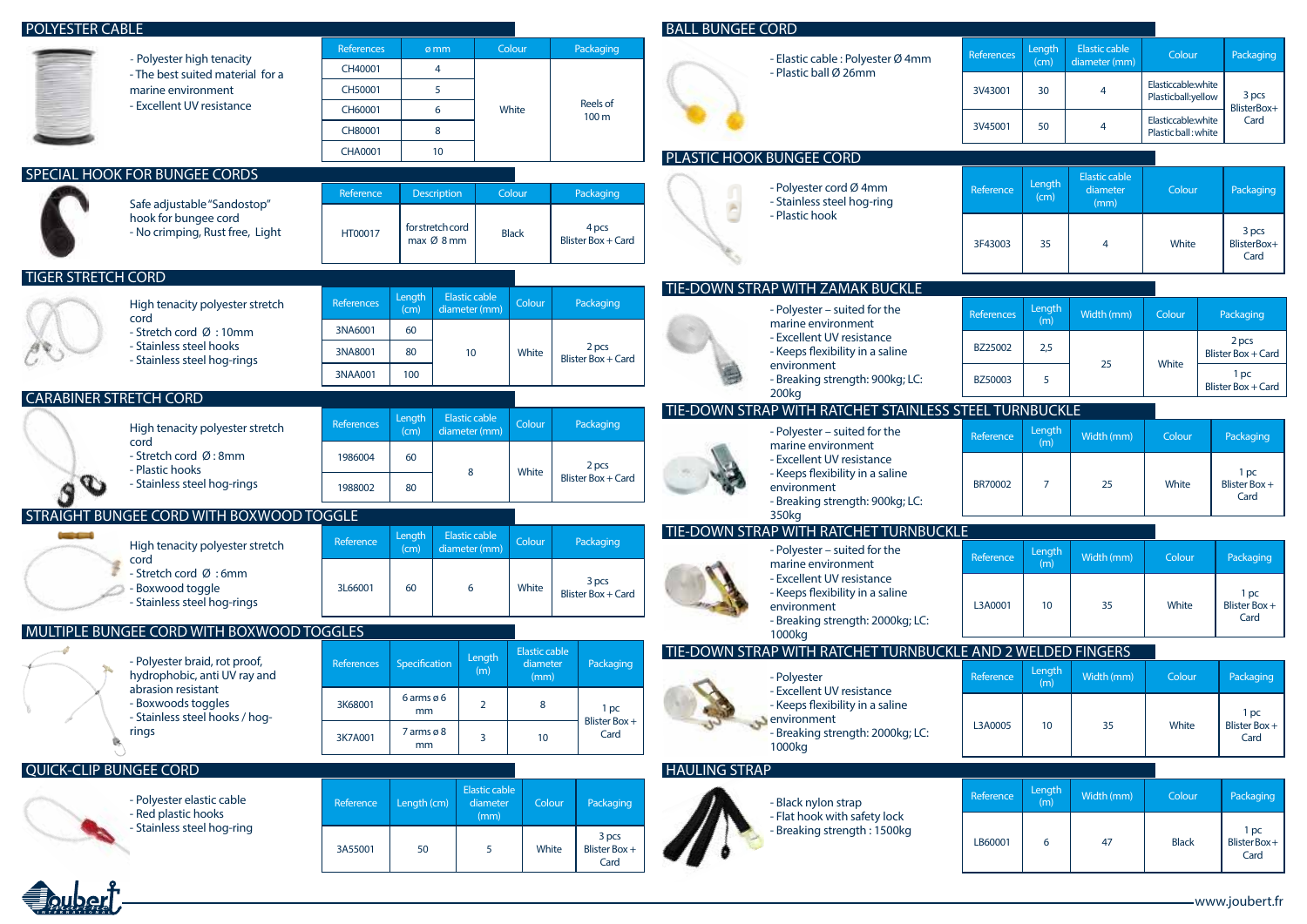## POLYESTER CABLE

- Polyester high tenacity
- The best suited material for a marine environment
- Excellent UV resistance

| References | ø mm | Colour | Packaging |
|---|---|---|---|
| CH40001 | 4 | White | Reels of 100 m |
| CH50001 | 5 | | |
| CH60001 | 6 | | |
| CH80001 | 8 | | |
| CHA0001 | 10 | | |

## SPECIAL HOOK FOR BUNGEE CORDS

Safe adjustable "Sandostop" hook for bungee cord
- No crimping, Rust free, Light

| Reference | Description | Colour | Packaging |
|---|---|---|---|
| HT00017 | for stretch cord max Ø 8 mm | Black | 4 pcs Blister Box + Card |

## TIGER STRETCH CORD

High tenacity polyester stretch cord
- Stretch cord Ø : 10mm
- Stainless steel hooks
- Stainless steel hog-rings

| References | Length (cm) | Elastic cable diameter (mm) | Colour | Packaging |
|---|---|---|---|---|
| 3NA6001 | 60 | 10 | White | 2 pcs Blister Box + Card |
| 3NA8001 | 80 | | | |
| 3NAA001 | 100 | | | |

## CARABINER STRETCH CORD

High tenacity polyester stretch cord
- Stretch cord Ø : 8mm
- Plastic hooks
- Stainless steel hog-rings

| References | Length (cm) | Elastic cable diameter (mm) | Colour | Packaging |
|---|---|---|---|---|
| 1986004 | 60 | 8 | White | 2 pcs Blister Box + Card |
| 1988002 | 80 | | | |

## STRAIGHT BUNGEE CORD WITH BOXWOOD TOGGLE

High tenacity polyester stretch cord
- Stretch cord Ø : 6mm
- Boxwood toggle
- Stainless steel hog-rings

| Reference | Length (cm) | Elastic cable diameter (mm) | Colour | Packaging |
|---|---|---|---|---|
| 3L66001 | 60 | 6 | White | 3 pcs Blister Box + Card |

## MULTIPLE BUNGEE CORD WITH BOXWOOD TOGGLES

- Polyester braid, rot proof, hydrophobic, anti UV ray and abrasion resistant
- Boxwoods toggles
- Stainless steel hooks / hog-rings

| References | Specification | Length (m) | Elastic cable diameter (mm) | Packaging |
|---|---|---|---|---|
| 3K68001 | 6 arms ø 6 mm | 2 | 8 | 1 pc Blister Box + Card |
| 3K7A001 | 7 arms ø 8 mm | 3 | 10 | |

## QUICK-CLIP BUNGEE CORD

- Polyester elastic cable
- Red plastic hooks
- Stainless steel hog-ring

| Reference | Length (cm) | Elastic cable diameter (mm) | Colour | Packaging |
|---|---|---|---|---|
| 3A55001 | 50 | 5 | White | 3 pcs Blister Box + Card |

## BALL BUNGEE CORD

- Elastic cable : Polyester Ø 4mm
- Plastic ball Ø 26mm

| References | Length (cm) | Elastic cable diameter (mm) | Colour | Packaging |
|---|---|---|---|---|
| 3V43001 | 30 | 4 | Elastic cable white Plastic ball: yellow | 3 pcs Blister Box + Card |
| 3V45001 | 50 | 4 | Elastic cable white Plastic ball : white | |

## PLASTIC HOOK BUNGEE CORD

- Polyester cord Ø 4mm
- Stainless steel hog-ring
- Plastic hook

| Reference | Length (cm) | Elastic cable diameter (mm) | Colour | Packaging |
|---|---|---|---|---|
| 3F43003 | 35 | 4 | White | 3 pcs Blister Box + Card |

## TIE-DOWN STRAP WITH ZAMAK BUCKLE

- Polyester – suited for the marine environment
- Excellent UV resistance
- Keeps flexibility in a saline environment
- Breaking strength: 900kg; LC: 200kg

| References | Length (m) | Width (mm) | Colour | Packaging |
|---|---|---|---|---|
| BZ25002 | 2,5 | 25 | White | 2 pcs Blister Box + Card |
| BZ50003 | 5 | | | 1 pc Blister Box + Card |

## TIE-DOWN STRAP WITH RATCHET STAINLESS STEEL TURNBUCKLE

- Polyester – suited for the marine environment
- Excellent UV resistance
- Keeps flexibility in a saline environment
- Breaking strength: 900kg; LC: 350kg

| Reference | Length (m) | Width (mm) | Colour | Packaging |
|---|---|---|---|---|
| BR70002 | 7 | 25 | White | 1 pc Blister Box + Card |

## TIE-DOWN STRAP WITH RATCHET TURNBUCKLE

- Polyester – suited for the marine environment
- Excellent UV resistance
- Keeps flexibility in a saline environment
- Breaking strength: 2000kg; LC: 1000kg

| Reference | Length (m) | Width (mm) | Colour | Packaging |
|---|---|---|---|---|
| L3A0001 | 10 | 35 | White | 1 pc Blister Box + Card |

## TIE-DOWN STRAP WITH RATCHET TURNBUCKLE AND 2 WELDED FINGERS

- Polyester
- Excellent UV resistance
- Keeps flexibility in a saline environment
- Breaking strength: 2000kg; LC: 1000kg

| Reference | Length (m) | Width (mm) | Colour | Packaging |
|---|---|---|---|---|
| L3A0005 | 10 | 35 | White | 1 pc Blister Box + Card |

## HAULING STRAP

- Black nylon strap
- Flat hook with safety lock
- Breaking strength : 1500kg

| Reference | Length (m) | Width (mm) | Colour | Packaging |
|---|---|---|---|---|
| LB60001 | 6 | 47 | Black | 1 pc Blister Box + Card |

www.joubert.fr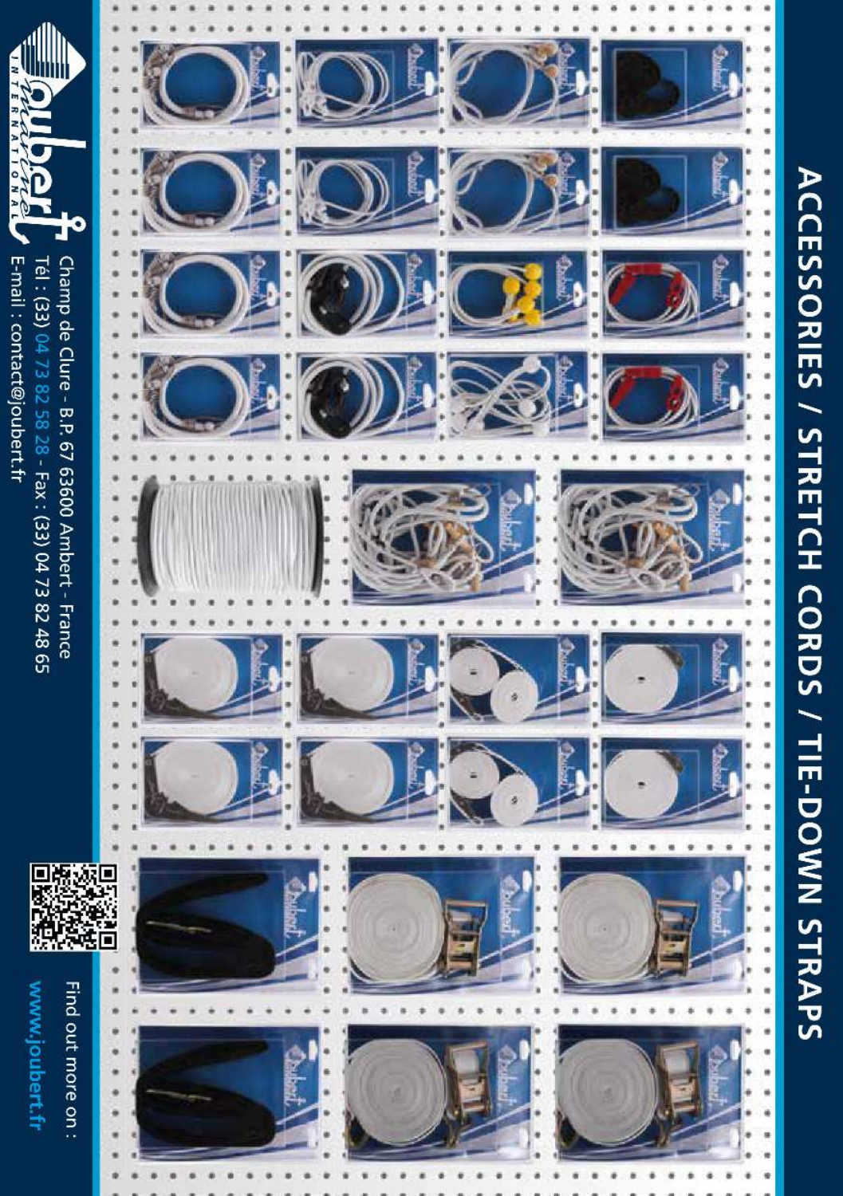# ACCESSORIES / STRETCH CORDS / TIE-DOWN STRAPS

Joubert marinel INTERNATIONAL

Champ de Clure - B.P. 67 63600 Ambert - France

Tél : (33) 04 73 82 58 28 - Fax : (33) 04 73 82 48 65

E-mail : contact@joubert.fr

Find out more on :

www.joubert.fr